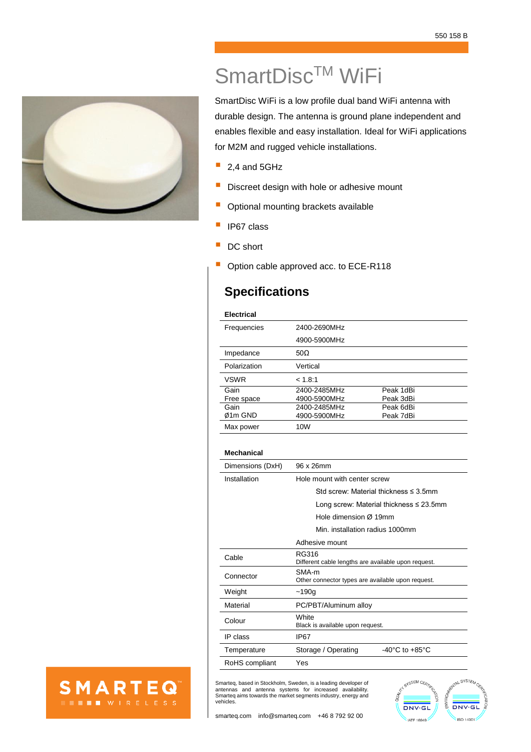550 158 B

# SmartDisc™ WiFi

SmartDisc WiFi is a low profile dual band WiFi antenna with durable design. The antenna is ground plane independent and enables flexible and easy installation. Ideal for WiFi applications for M2M and rugged vehicle installations.

- 2,4 and 5GHz
- Discreet design with hole or adhesive mount
- Optional mounting brackets available
- IP67 class
- DC short
- Option cable approved acc. to ECE-R118

## Specifications

### Electrical

| | | |
|---|---|---|
| Frequencies | 2400-2690MHz | |
| | 4900-5900MHz | |
| Impedance | 50Ω | |
| Polarization | Vertical | |
| VSWR | < 1.8:1 | |
| Gain Free space | 2400-2485MHz | Peak 1dBi |
| | 4900-5900MHz | Peak 3dBi |
| Gain Ø1m GND | 2400-2485MHz | Peak 6dBi |
| | 4900-5900MHz | Peak 7dBi |
| Max power | 10W | |

### Mechanical

| | | |
|---|---|---|
| Dimensions (DxH) | 96 x 26mm | |
| Installation | Hole mount with center screw | |
| | Std screw: Material thickness ≤ 3.5mm | |
| | Long screw: Material thickness ≤ 23.5mm | |
| | Hole dimension Ø 19mm | |
| | Min. installation radius 1000mm | |
| | Adhesive mount | |
| Cable | RG316<br>Different cable lengths are available upon request. | |
| Connector | SMA-m<br>Other connector types are available upon request. | |
| Weight | ~190g | |
| Material | PC/PBT/Aluminum alloy | |
| Colour | White<br>Black is available upon request. | |
| IP class | IP67 | |
| Temperature | Storage / Operating | -40°C to +85°C |
| RoHS compliant | Yes | |

SMARTEQ WIRELESS

Smarteq, based in Stockholm, Sweden, is a leading developer of antennas and antenna systems for increased availability. Smarteq aims towards the market segments industry, energy and vehicles.

smarteq.com info@smarteq.com +46 8 792 92 00

QUALITY SYSTEM CERTIFICATION DNV·GL IATF 16949

ENVIRONMENTAL SYSTEM CERTIFICATION DNV·GL ISO 14001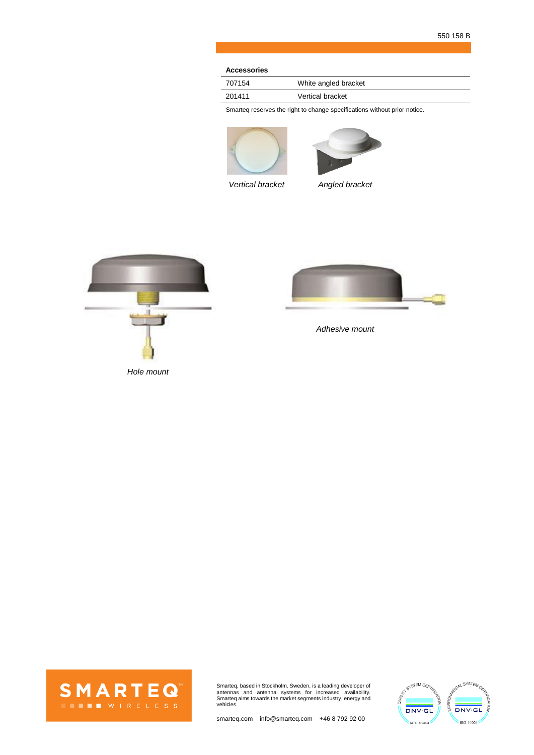**Accessories**

| | |
|---|---|
| 707154 | White angled bracket |
| 201411 | Vertical bracket |

Smarteq reserves the right to change specifications without prior notice.

*Vertical bracket*

*Angled bracket*

*Adhesive mount*

*Hole mount*

Smarteq, based in Stockholm, Sweden, is a leading developer of antennas and antenna systems for increased availability. Smarteq aims towards the market segments industry, energy and vehicles.

smarteq.com info@smarteq.com +46 8 792 92 00